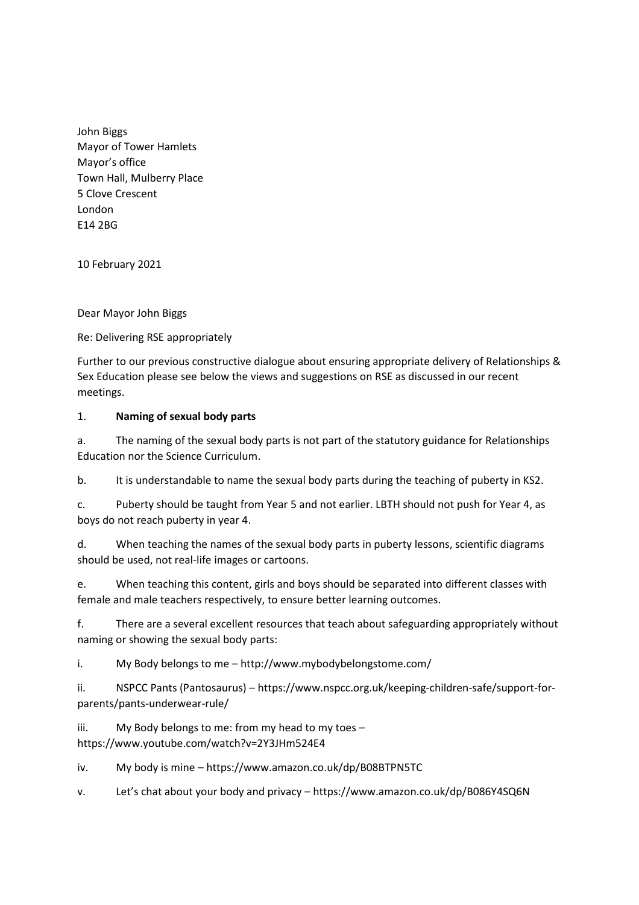John Biggs
Mayor of Tower Hamlets
Mayor's office
Town Hall, Mulberry Place
5 Clove Crescent
London
E14 2BG

10 February 2021

Dear Mayor John Biggs

Re: Delivering RSE appropriately

Further to our previous constructive dialogue about ensuring appropriate delivery of Relationships & Sex Education please see below the views and suggestions on RSE as discussed in our recent meetings.

1. **Naming of sexual body parts**

a. The naming of the sexual body parts is not part of the statutory guidance for Relationships Education nor the Science Curriculum.

b. It is understandable to name the sexual body parts during the teaching of puberty in KS2.

c. Puberty should be taught from Year 5 and not earlier. LBTH should not push for Year 4, as boys do not reach puberty in year 4.

d. When teaching the names of the sexual body parts in puberty lessons, scientific diagrams should be used, not real-life images or cartoons.

e. When teaching this content, girls and boys should be separated into different classes with female and male teachers respectively, to ensure better learning outcomes.

f. There are a several excellent resources that teach about safeguarding appropriately without naming or showing the sexual body parts:

i. My Body belongs to me – http://www.mybodybelongstome.com/

ii. NSPCC Pants (Pantosaurus) – https://www.nspcc.org.uk/keeping-children-safe/support-for-parents/pants-underwear-rule/

iii. My Body belongs to me: from my head to my toes – https://www.youtube.com/watch?v=2Y3JHm524E4

iv. My body is mine – https://www.amazon.co.uk/dp/B08BTPN5TC

v. Let's chat about your body and privacy – https://www.amazon.co.uk/dp/B086Y4SQ6N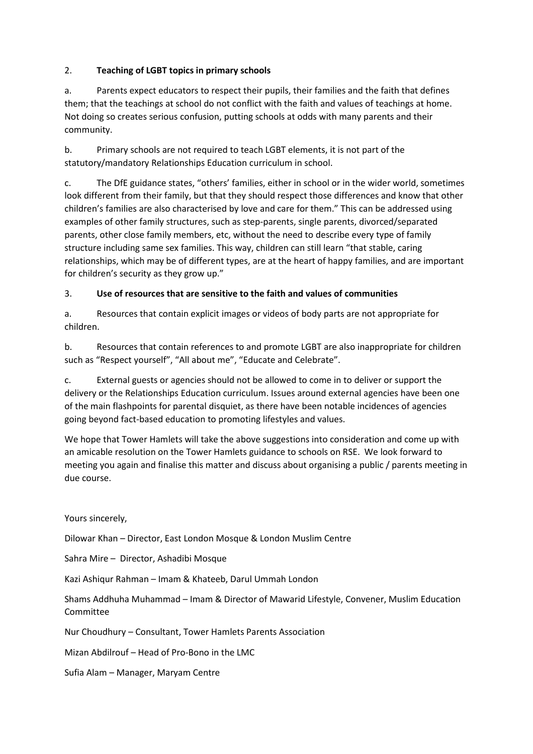2. **Teaching of LGBT topics in primary schools**

a. Parents expect educators to respect their pupils, their families and the faith that defines them; that the teachings at school do not conflict with the faith and values of teachings at home. Not doing so creates serious confusion, putting schools at odds with many parents and their community.

b. Primary schools are not required to teach LGBT elements, it is not part of the statutory/mandatory Relationships Education curriculum in school.

c. The DfE guidance states, "others' families, either in school or in the wider world, sometimes look different from their family, but that they should respect those differences and know that other children's families are also characterised by love and care for them." This can be addressed using examples of other family structures, such as step-parents, single parents, divorced/separated parents, other close family members, etc, without the need to describe every type of family structure including same sex families. This way, children can still learn "that stable, caring relationships, which may be of different types, are at the heart of happy families, and are important for children's security as they grow up."

3. **Use of resources that are sensitive to the faith and values of communities**

a. Resources that contain explicit images or videos of body parts are not appropriate for children.

b. Resources that contain references to and promote LGBT are also inappropriate for children such as "Respect yourself", "All about me", "Educate and Celebrate".

c. External guests or agencies should not be allowed to come in to deliver or support the delivery or the Relationships Education curriculum. Issues around external agencies have been one of the main flashpoints for parental disquiet, as there have been notable incidences of agencies going beyond fact-based education to promoting lifestyles and values.

We hope that Tower Hamlets will take the above suggestions into consideration and come up with an amicable resolution on the Tower Hamlets guidance to schools on RSE. We look forward to meeting you again and finalise this matter and discuss about organising a public / parents meeting in due course.

Yours sincerely,

Dilowar Khan – Director, East London Mosque & London Muslim Centre

Sahra Mire – Director, Ashadibi Mosque

Kazi Ashiqur Rahman – Imam & Khateeb, Darul Ummah London

Shams Addhuha Muhammad – Imam & Director of Mawarid Lifestyle, Convener, Muslim Education Committee

Nur Choudhury – Consultant, Tower Hamlets Parents Association

Mizan Abdilrouf – Head of Pro-Bono in the LMC

Sufia Alam – Manager, Maryam Centre